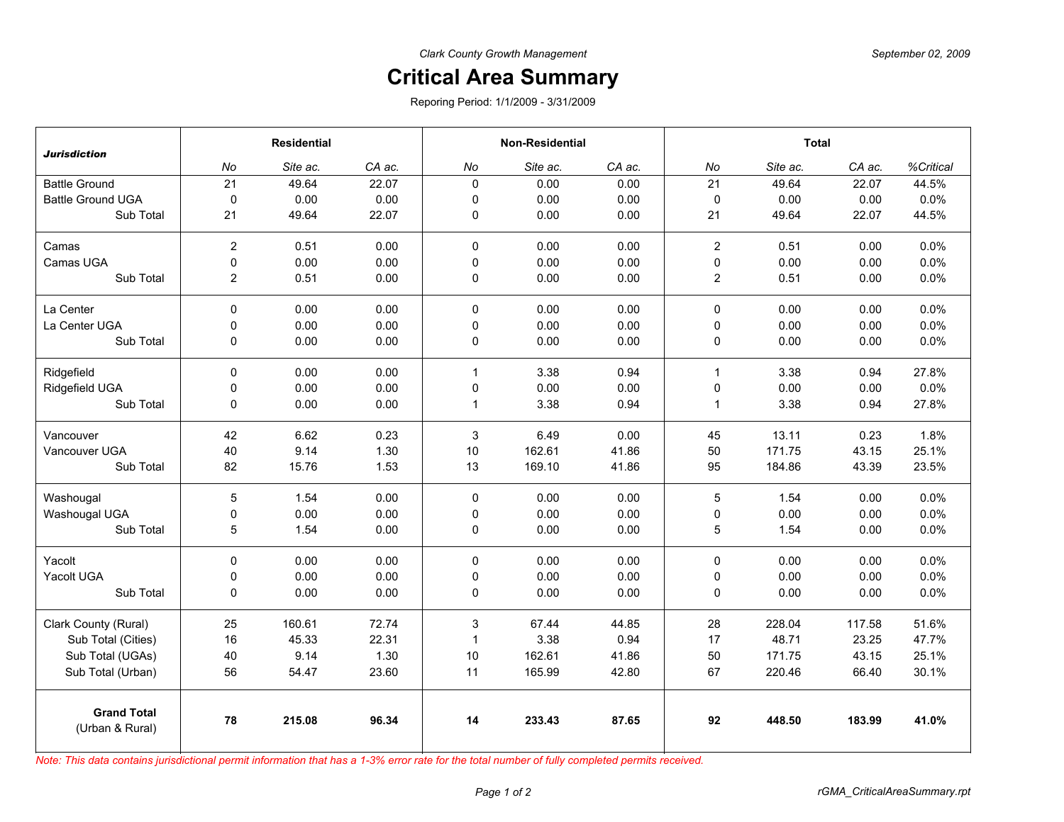*Clark County Growth Management*

*September 02, 2009*

# Critical Area Summary

Reporing Period: 1/1/2009 - 3/31/2009

| ***Jurisdiction*** | **Residential** | | | **Non-Residential** | | | **Total** | | | |
|---|---|---|---|---|---|---|---|---|---|---|
| | *No* | *Site ac.* | *CA ac.* | *No* | *Site ac.* | *CA ac.* | *No* | *Site ac.* | *CA ac.* | *%Critical* |
| Battle Ground | 21 | 49.64 | 22.07 | 0 | 0.00 | 0.00 | 21 | 49.64 | 22.07 | 44.5% |
| Battle Ground UGA | 0 | 0.00 | 0.00 | 0 | 0.00 | 0.00 | 0 | 0.00 | 0.00 | 0.0% |
| Sub Total | 21 | 49.64 | 22.07 | 0 | 0.00 | 0.00 | 21 | 49.64 | 22.07 | 44.5% |
| Camas | 2 | 0.51 | 0.00 | 0 | 0.00 | 0.00 | 2 | 0.51 | 0.00 | 0.0% |
| Camas UGA | 0 | 0.00 | 0.00 | 0 | 0.00 | 0.00 | 0 | 0.00 | 0.00 | 0.0% |
| Sub Total | 2 | 0.51 | 0.00 | 0 | 0.00 | 0.00 | 2 | 0.51 | 0.00 | 0.0% |
| La Center | 0 | 0.00 | 0.00 | 0 | 0.00 | 0.00 | 0 | 0.00 | 0.00 | 0.0% |
| La Center UGA | 0 | 0.00 | 0.00 | 0 | 0.00 | 0.00 | 0 | 0.00 | 0.00 | 0.0% |
| Sub Total | 0 | 0.00 | 0.00 | 0 | 0.00 | 0.00 | 0 | 0.00 | 0.00 | 0.0% |
| Ridgefield | 0 | 0.00 | 0.00 | 1 | 3.38 | 0.94 | 1 | 3.38 | 0.94 | 27.8% |
| Ridgefield UGA | 0 | 0.00 | 0.00 | 0 | 0.00 | 0.00 | 0 | 0.00 | 0.00 | 0.0% |
| Sub Total | 0 | 0.00 | 0.00 | 1 | 3.38 | 0.94 | 1 | 3.38 | 0.94 | 27.8% |
| Vancouver | 42 | 6.62 | 0.23 | 3 | 6.49 | 0.00 | 45 | 13.11 | 0.23 | 1.8% |
| Vancouver UGA | 40 | 9.14 | 1.30 | 10 | 162.61 | 41.86 | 50 | 171.75 | 43.15 | 25.1% |
| Sub Total | 82 | 15.76 | 1.53 | 13 | 169.10 | 41.86 | 95 | 184.86 | 43.39 | 23.5% |
| Washougal | 5 | 1.54 | 0.00 | 0 | 0.00 | 0.00 | 5 | 1.54 | 0.00 | 0.0% |
| Washougal UGA | 0 | 0.00 | 0.00 | 0 | 0.00 | 0.00 | 0 | 0.00 | 0.00 | 0.0% |
| Sub Total | 5 | 1.54 | 0.00 | 0 | 0.00 | 0.00 | 5 | 1.54 | 0.00 | 0.0% |
| Yacolt | 0 | 0.00 | 0.00 | 0 | 0.00 | 0.00 | 0 | 0.00 | 0.00 | 0.0% |
| Yacolt UGA | 0 | 0.00 | 0.00 | 0 | 0.00 | 0.00 | 0 | 0.00 | 0.00 | 0.0% |
| Sub Total | 0 | 0.00 | 0.00 | 0 | 0.00 | 0.00 | 0 | 0.00 | 0.00 | 0.0% |
| Clark County (Rural) | 25 | 160.61 | 72.74 | 3 | 67.44 | 44.85 | 28 | 228.04 | 117.58 | 51.6% |
| Sub Total (Cities) | 16 | 45.33 | 22.31 | 1 | 3.38 | 0.94 | 17 | 48.71 | 23.25 | 47.7% |
| Sub Total (UGAs) | 40 | 9.14 | 1.30 | 10 | 162.61 | 41.86 | 50 | 171.75 | 43.15 | 25.1% |
| Sub Total (Urban) | 56 | 54.47 | 23.60 | 11 | 165.99 | 42.80 | 67 | 220.46 | 66.40 | 30.1% |
| **Grand Total** (Urban & Rural) | **78** | **215.08** | **96.34** | **14** | **233.43** | **87.65** | **92** | **448.50** | **183.99** | **41.0%** |

*Note: This data contains jurisdictional permit information that has a 1-3% error rate for the total number of fully completed permits received.*

rGMA_CriticalAreaSummary.rpt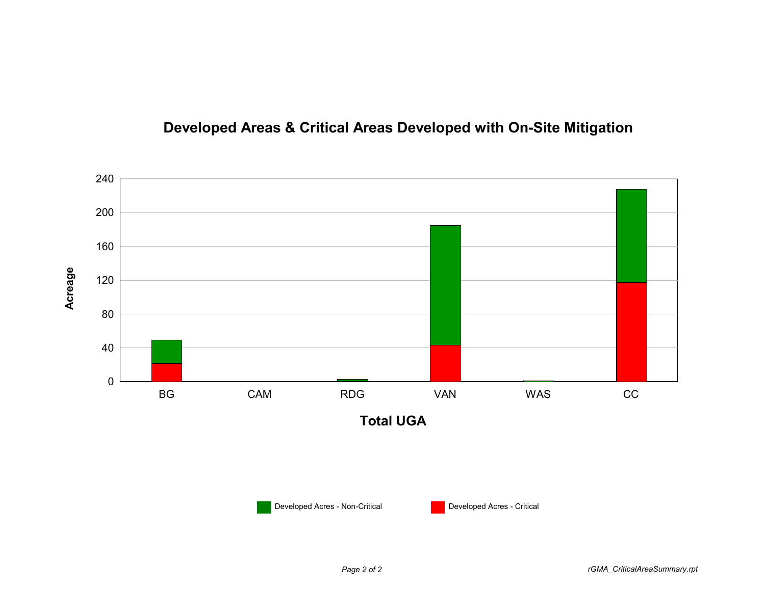## Developed Areas & Critical Areas Developed with On-Site Mitigation

240
200
160
120
80
40
0

Acreage

BG
CAM
RDG
VAN
WAS
CC

**Total UGA**

Developed Acres - Non-Critical

Developed Acres - Critical

*rGMA_CriticalAreaSummary.rpt*